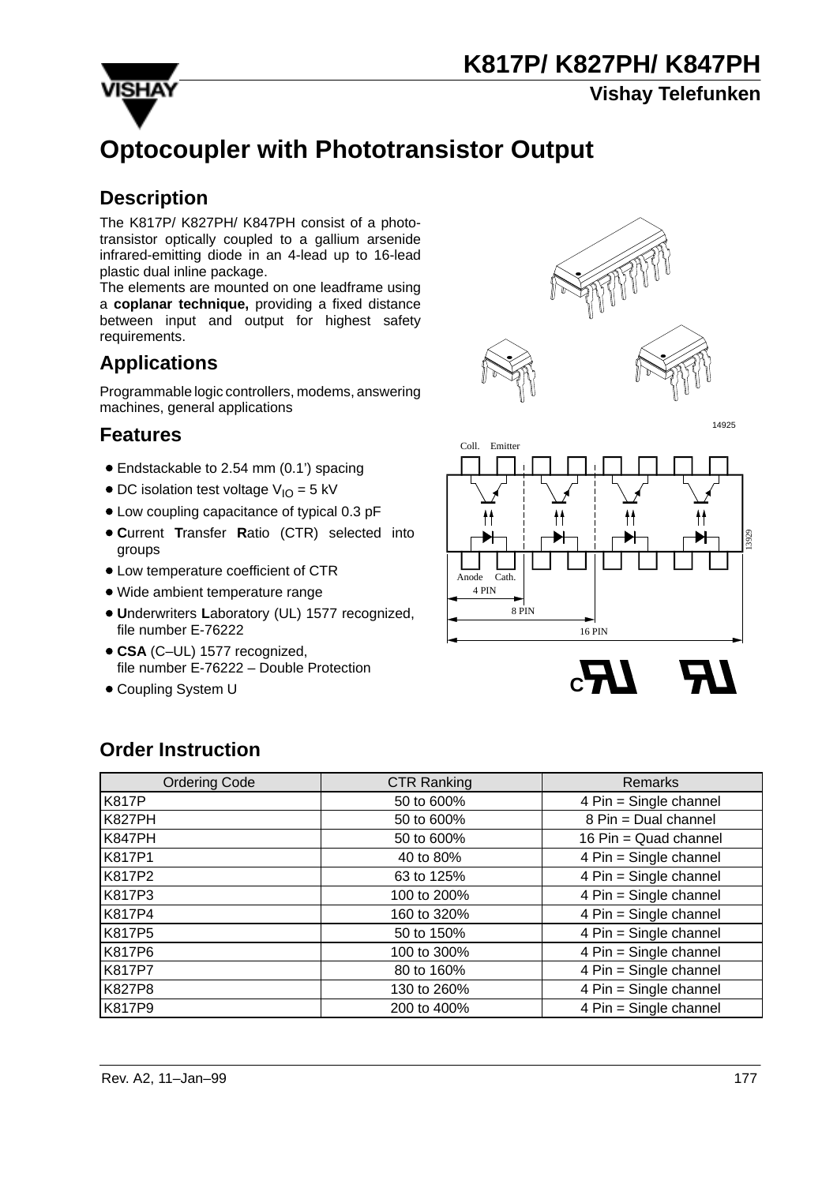# K817P/ K827PH/ K847PH

**Vishay Telefunken**

# Optocoupler with Phototransistor Output

## Description

The K817P/ K827PH/ K847PH consist of a phototransistor optically coupled to a gallium arsenide infrared-emitting diode in an 4-lead up to 16-lead plastic dual inline package.

The elements are mounted on one leadframe using a **coplanar technique,** providing a fixed distance between input and output for highest safety requirements.

## Applications

Programmable logic controllers, modems, answering machines, general applications

## Features

- Endstackable to 2.54 mm (0.1') spacing
- DC isolation test voltage $V_{IO}$ = 5 kV
- Low coupling capacitance of typical 0.3 pF
- **C**urrent **T**ransfer **R**atio (CTR) selected into groups
- Low temperature coefficient of CTR
- Wide ambient temperature range
- **U**nderwriters **L**aboratory (UL) 1577 recognized, file number E-76222
- **CSA** (C–UL) 1577 recognized, file number E-76222 – Double Protection
- Coupling System U

## Order Instruction

| Ordering Code | CTR Ranking | Remarks |
|---|---|---|
| K817P | 50 to 600% | 4 Pin = Single channel |
| K827PH | 50 to 600% | 8 Pin = Dual channel |
| K847PH | 50 to 600% | 16 Pin = Quad channel |
| K817P1 | 40 to 80% | 4 Pin = Single channel |
| K817P2 | 63 to 125% | 4 Pin = Single channel |
| K817P3 | 100 to 200% | 4 Pin = Single channel |
| K817P4 | 160 to 320% | 4 Pin = Single channel |
| K817P5 | 50 to 150% | 4 Pin = Single channel |
| K817P6 | 100 to 300% | 4 Pin = Single channel |
| K817P7 | 80 to 160% | 4 Pin = Single channel |
| K827P8 | 130 to 260% | 4 Pin = Single channel |
| K817P9 | 200 to 400% | 4 Pin = Single channel |

Rev. A2, 11–Jan–99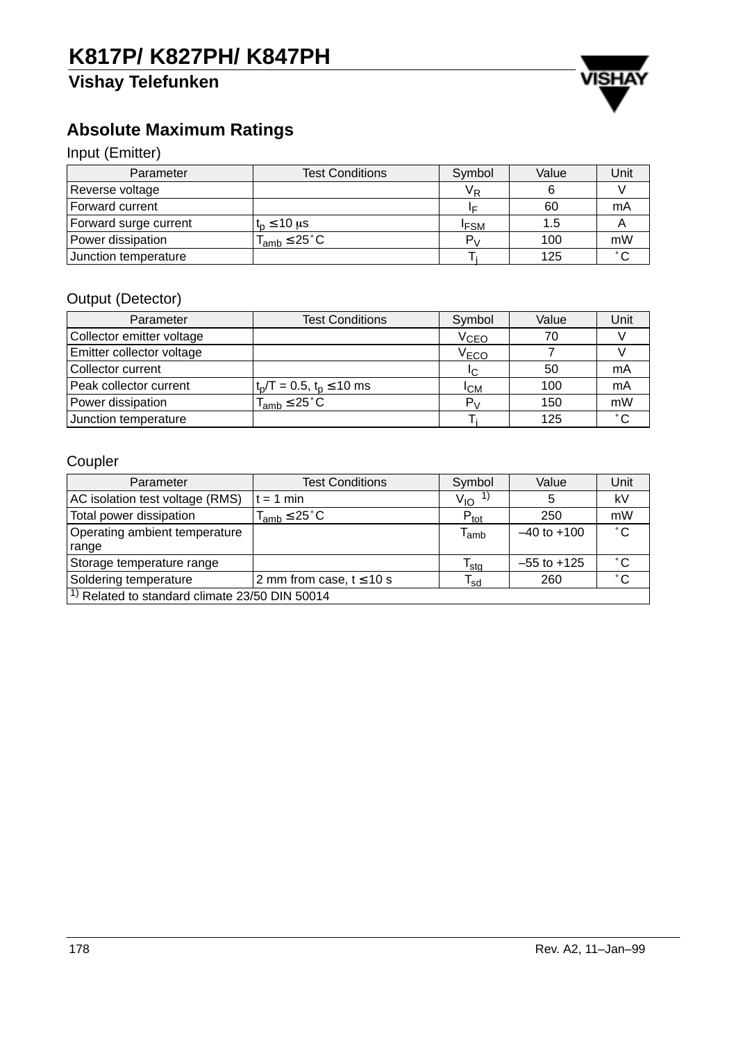# K817P/ K827PH/ K847PH

## Vishay Telefunken

## Absolute Maximum Ratings

### Input (Emitter)

| Parameter | Test Conditions | Symbol | Value | Unit |
|---|---|---|---|---|
| Reverse voltage | | $V_R$ | 6 | V |
| Forward current | | $I_F$ | 60 | mA |
| Forward surge current | $t_p \le 10\ \mu s$ | $I_{FSM}$ | 1.5 | A |
| Power dissipation | $T_{amb} \le 25^\circ C$ | $P_V$ | 100 | mW |
| Junction temperature | | $T_j$ | 125 | °C |

### Output (Detector)

| Parameter | Test Conditions | Symbol | Value | Unit |
|---|---|---|---|---|
| Collector emitter voltage | | $V_{CEO}$ | 70 | V |
| Emitter collector voltage | | $V_{ECO}$ | 7 | V |
| Collector current | | $I_C$ | 50 | mA |
| Peak collector current | $t_p/T = 0.5$, $t_p \le 10$ ms | $I_{CM}$ | 100 | mA |
| Power dissipation | $T_{amb} \le 25^\circ C$ | $P_V$ | 150 | mW |
| Junction temperature | | $T_j$ | 125 | °C |

### Coupler

| Parameter | Test Conditions | Symbol | Value | Unit |
|---|---|---|---|---|
| AC isolation test voltage (RMS) | t = 1 min | $V_{IO}$ [1] | 5 | kV |
| Total power dissipation | $T_{amb} \le 25^\circ C$ | $P_{tot}$ | 250 | mW |
| Operating ambient temperature range | | $T_{amb}$ | –40 to +100 | °C |
| Storage temperature range | | $T_{stg}$ | –55 to +125 | °C |
| Soldering temperature | 2 mm from case, $t \le 10$ s | $T_{sd}$ | 260 | °C |

[1] Related to standard climate 23/50 DIN 50014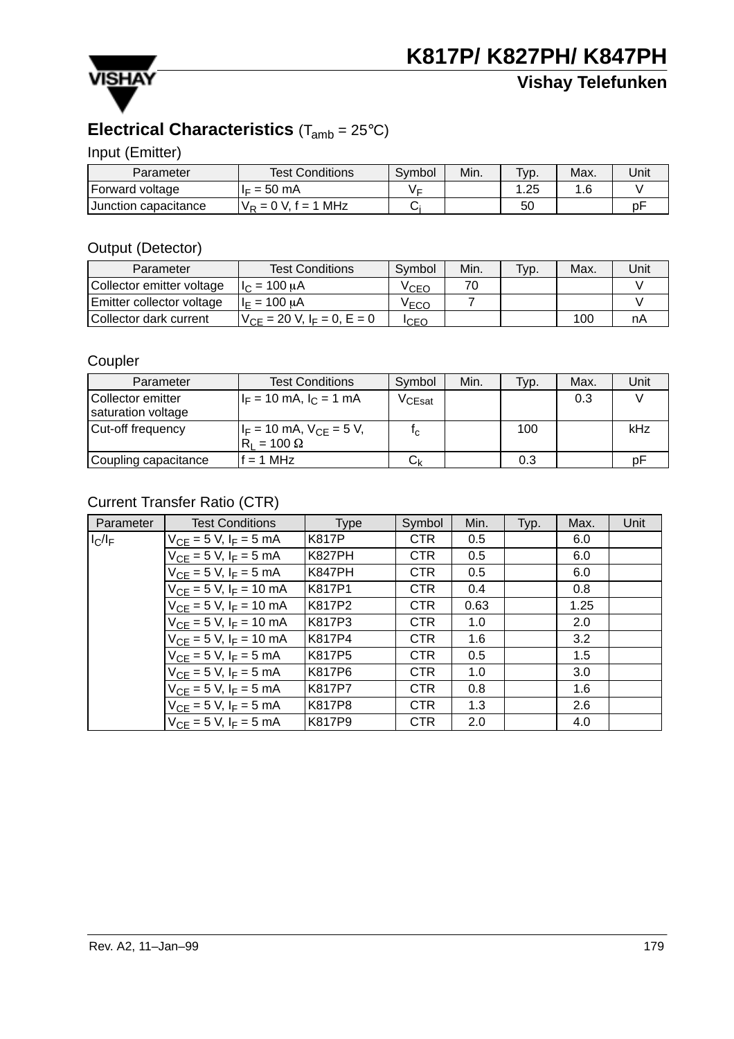## Electrical Characteristics ($T_{amb}$ = 25°C)

### Input (Emitter)

| Parameter | Test Conditions | Symbol | Min. | Typ. | Max. | Unit |
|---|---|---|---|---|---|---|
| Forward voltage | $I_F$ = 50 mA | $V_F$ | | 1.25 | 1.6 | V |
| Junction capacitance | $V_R$ = 0 V, f = 1 MHz | $C_j$ | | 50 | | pF |

### Output (Detector)

| Parameter | Test Conditions | Symbol | Min. | Typ. | Max. | Unit |
|---|---|---|---|---|---|---|
| Collector emitter voltage | $I_C$ = 100 μA | $V_{CEO}$ | 70 | | | V |
| Emitter collector voltage | $I_E$ = 100 μA | $V_{ECO}$ | 7 | | | V |
| Collector dark current | $V_{CE}$ = 20 V, $I_F$ = 0, E = 0 | $I_{CEO}$ | | | 100 | nA |

### Coupler

| Parameter | Test Conditions | Symbol | Min. | Typ. | Max. | Unit |
|---|---|---|---|---|---|---|
| Collector emitter saturation voltage | $I_F$ = 10 mA, $I_C$ = 1 mA | $V_{CEsat}$ | | | 0.3 | V |
| Cut-off frequency | $I_F$ = 10 mA, $V_{CE}$ = 5 V, $R_L$ = 100 Ω | $f_c$ | | 100 | | kHz |
| Coupling capacitance | f = 1 MHz | $C_k$ | | 0.3 | | pF |

### Current Transfer Ratio (CTR)

| Parameter | Test Conditions | Type | Symbol | Min. | Typ. | Max. | Unit |
|---|---|---|---|---|---|---|---|
| $I_C/I_F$ | $V_{CE}$ = 5 V, $I_F$ = 5 mA | K817P | CTR | 0.5 | | 6.0 | |
| | $V_{CE}$ = 5 V, $I_F$ = 5 mA | K827PH | CTR | 0.5 | | 6.0 | |
| | $V_{CE}$ = 5 V, $I_F$ = 5 mA | K847PH | CTR | 0.5 | | 6.0 | |
| | $V_{CE}$ = 5 V, $I_F$ = 10 mA | K817P1 | CTR | 0.4 | | 0.8 | |
| | $V_{CE}$ = 5 V, $I_F$ = 10 mA | K817P2 | CTR | 0.63 | | 1.25 | |
| | $V_{CE}$ = 5 V, $I_F$ = 10 mA | K817P3 | CTR | 1.0 | | 2.0 | |
| | $V_{CE}$ = 5 V, $I_F$ = 10 mA | K817P4 | CTR | 1.6 | | 3.2 | |
| | $V_{CE}$ = 5 V, $I_F$ = 5 mA | K817P5 | CTR | 0.5 | | 1.5 | |
| | $V_{CE}$ = 5 V, $I_F$ = 5 mA | K817P6 | CTR | 1.0 | | 3.0 | |
| | $V_{CE}$ = 5 V, $I_F$ = 5 mA | K817P7 | CTR | 0.8 | | 1.6 | |
| | $V_{CE}$ = 5 V, $I_F$ = 5 mA | K817P8 | CTR | 1.3 | | 2.6 | |
| | $V_{CE}$ = 5 V, $I_F$ = 5 mA | K817P9 | CTR | 2.0 | | 4.0 | |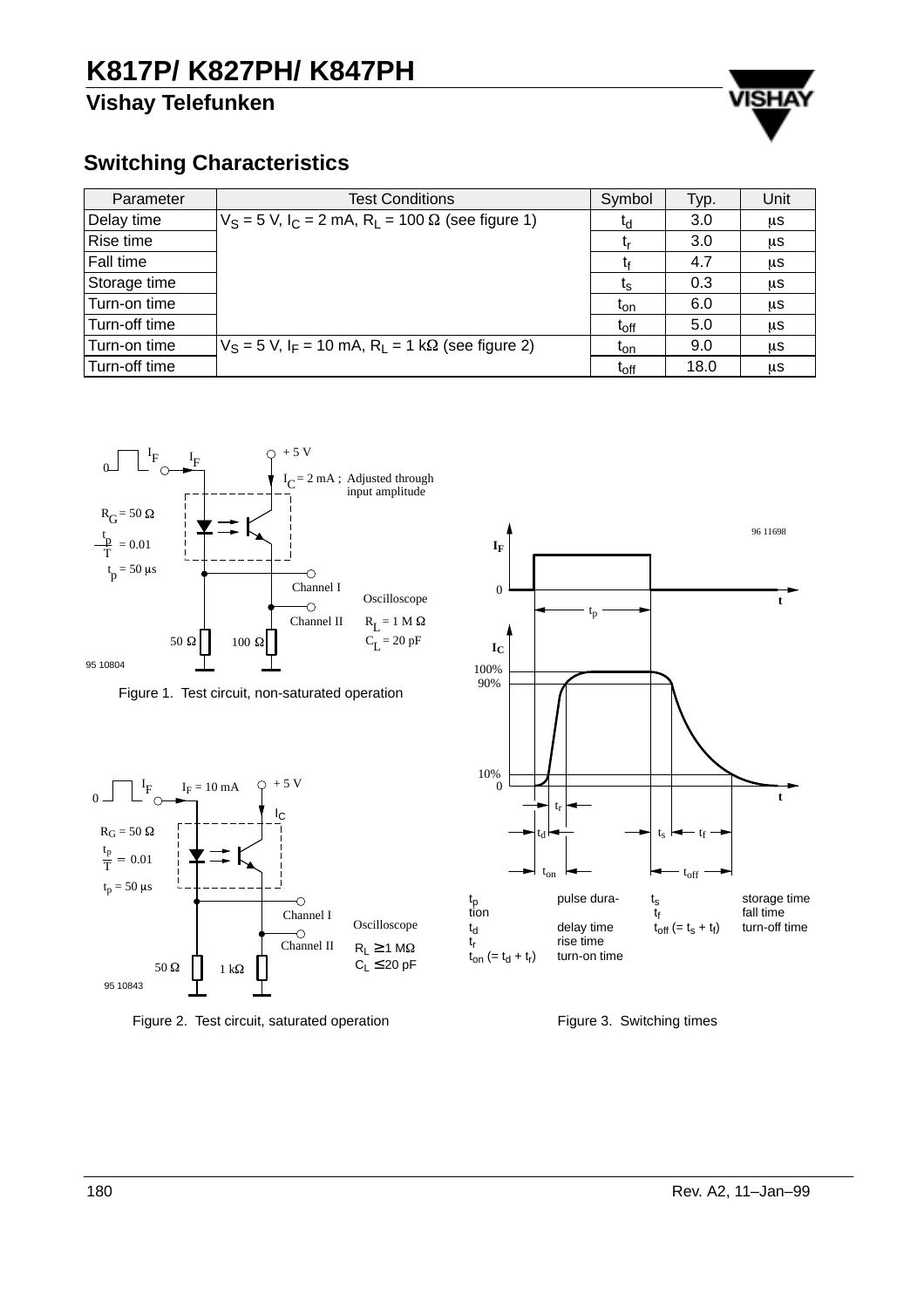## Switching Characteristics

| Parameter | Test Conditions | Symbol | Typ. | Unit |
|---|---|---|---|---|
| Delay time | $V_S$ = 5 V, $I_C$ = 2 mA, $R_L$ = 100 Ω (see figure 1) | $t_d$ | 3.0 | μs |
| Rise time | | $t_r$ | 3.0 | μs |
| Fall time | | $t_f$ | 4.7 | μs |
| Storage time | | $t_s$ | 0.3 | μs |
| Turn-on time | | $t_{on}$ | 6.0 | μs |
| Turn-off time | | $t_{off}$ | 5.0 | μs |
| Turn-on time | $V_S$ = 5 V, $I_F$ = 10 mA, $R_L$ = 1 kΩ (see figure 2) | $t_{on}$ | 9.0 | μs |
| Turn-off time | | $t_{off}$ | 18.0 | μs |

Figure 1. Test circuit, non-saturated operation

Figure 2. Test circuit, saturated operation

| | | | |
|---|---|---|---|
| $t_p$ | pulse duration | $t_s$ | storage time |
| $t_d$ | delay time | $t_f$ | fall time |
| $t_r$ | rise time | $t_{off}$ (= $t_s$ + $t_f$) | turn-off time |
| $t_{on}$ (= $t_d$ + $t_r$) | turn-on time | | |

Figure 3. Switching times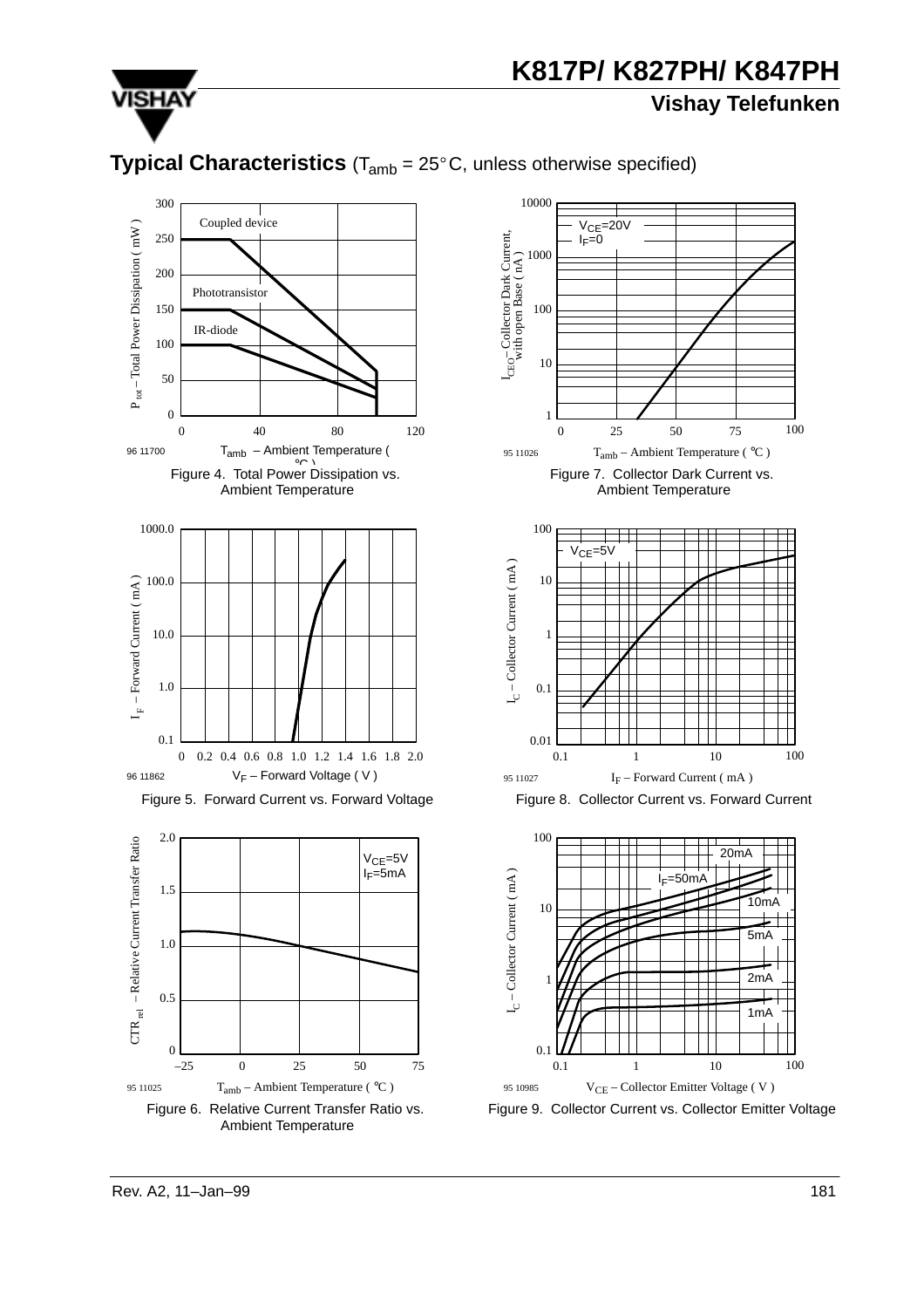## Typical Characteristics ($T_{amb}$ = 25°C, unless otherwise specified)

Figure 4. Total Power Dissipation vs. Ambient Temperature

Figure 5. Forward Current vs. Forward Voltage

Figure 6. Relative Current Transfer Ratio vs. Ambient Temperature

Figure 7. Collector Dark Current vs. Ambient Temperature

Figure 8. Collector Current vs. Forward Current

Figure 9. Collector Current vs. Collector Emitter Voltage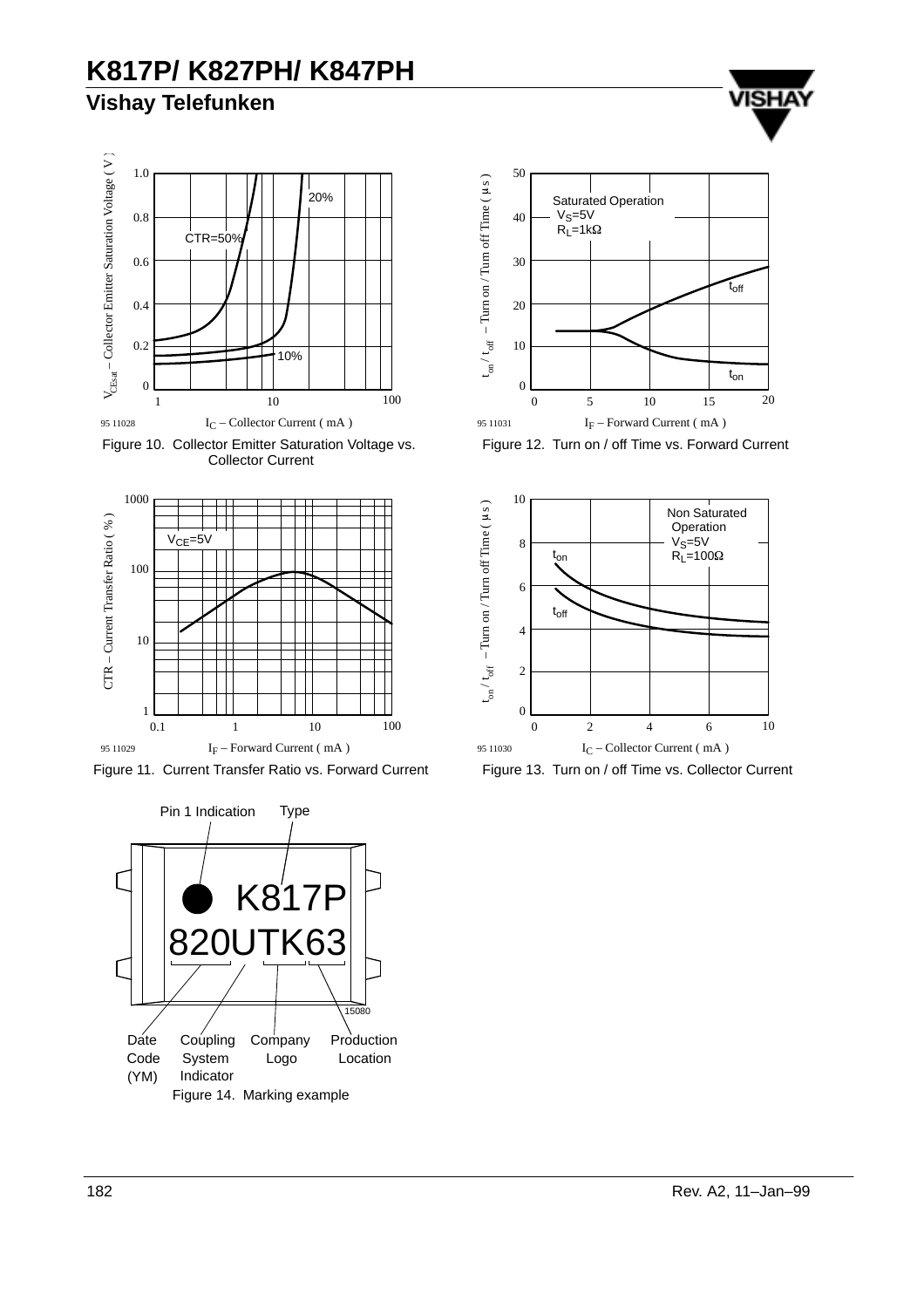Figure 10. Collector Emitter Saturation Voltage vs. Collector Current

Figure 12. Turn on / off Time vs. Forward Current

Figure 11. Current Transfer Ratio vs. Forward Current

Figure 13. Turn on / off Time vs. Collector Current

Figure 14. Marking example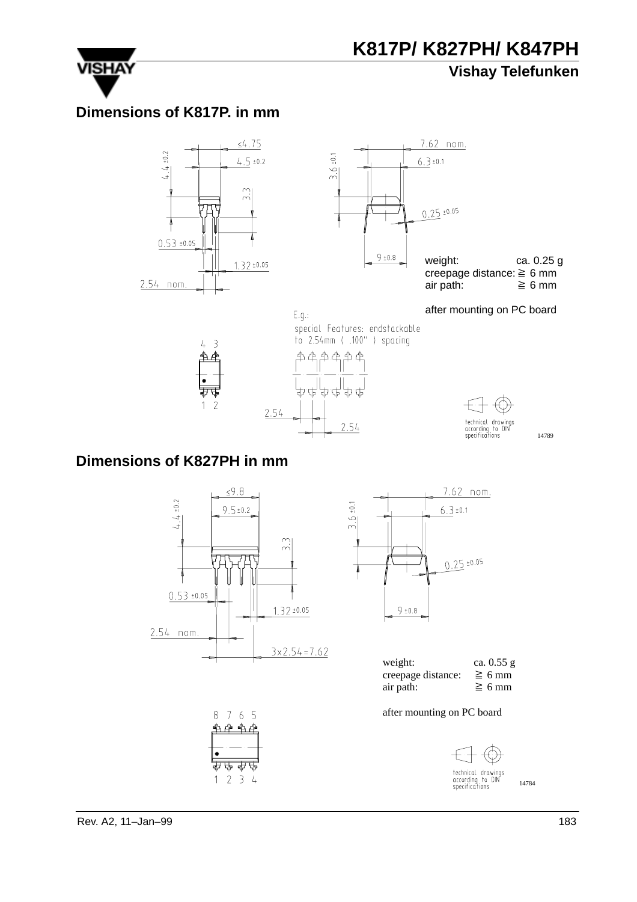## Dimensions of K817P. in mm

≤4.75

4.5 ±0.2

4.4 ±0.2

3.3

0.53 ±0.05

1.32 ±0.05

2.54 nom.

7.62 nom.

6.3 ±0.1

3.6 ±0.1

0.25 ±0.05

9 ±0.8

weight: ca. 0.25 g
creepage distance: ≧ 6 mm
air path: ≧ 6 mm

after mounting on PC board

E.g.:
special Features: endstackable to 2.54mm ( .100" ) spacing

4 3

1 2

2.54

2.54

technical drawings according to DIN specifications

14789

## Dimensions of K827PH in mm

≤9.8

9.5 ±0.2

4.4 ±0.2

3.3

0.53 ±0.05

1.32 ±0.05

2.54 nom.

3x2.54=7.62

7.62 nom.

6.3 ±0.1

3.6 ±0.1

0.25 ±0.05

9 ±0.8

weight: ca. 0.55 g
creepage distance: ≧ 6 mm
air path: ≧ 6 mm

after mounting on PC board

8 7 6 5

1 2 3 4

technical drawings according to DIN specifications

14784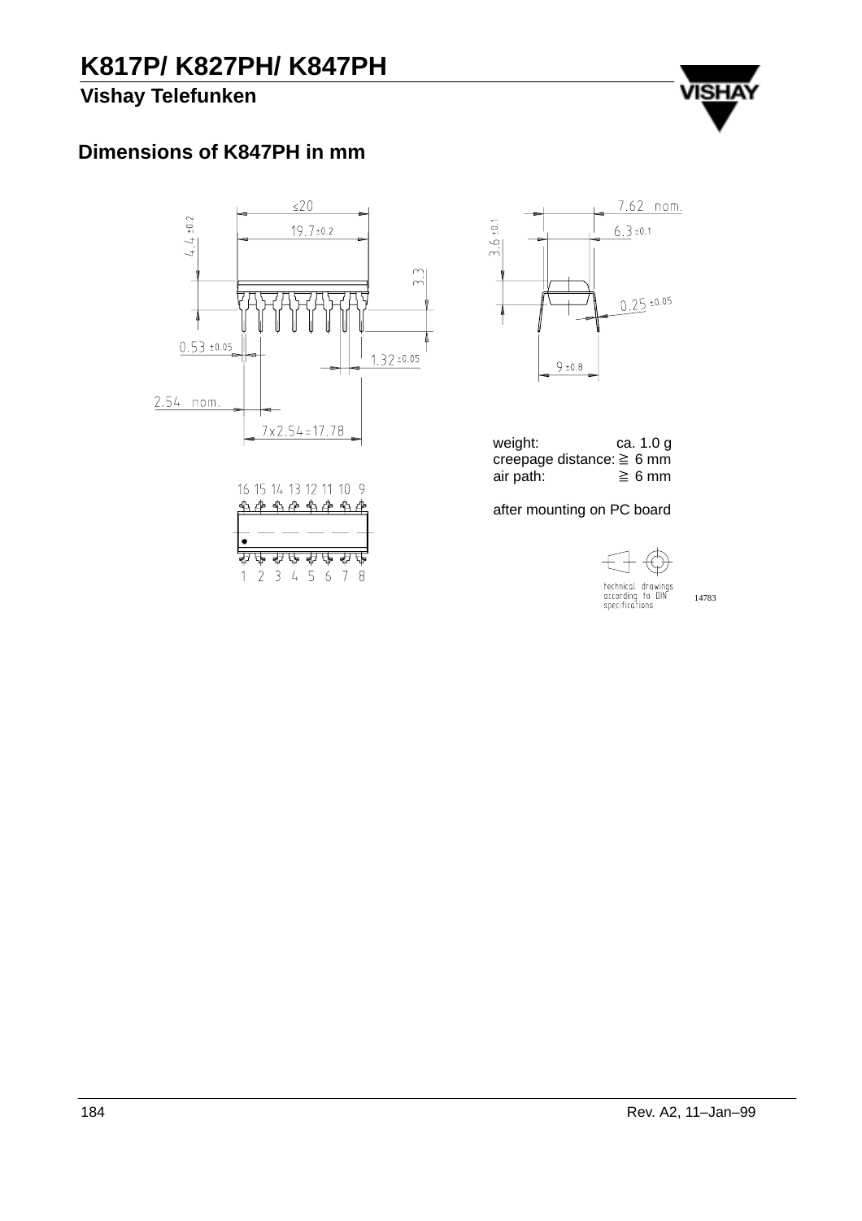## Dimensions of K847PH in mm

≤20

19.7 ±0.2

4.4 ±0.2

3.3

0.53 ±0.05

1.32 ±0.05

2.54 nom.

7x2.54=17.78

7.62 nom.

6.3 ±0.1

3.6 ±0.1

0.25 ±0.05

9 ±0.8

16 15 14 13 12 11 10 9

1 2 3 4 5 6 7 8

weight: ca. 1.0 g
creepage distance: ≧ 6 mm
air path: ≧ 6 mm

after mounting on PC board

technical drawings according to DIN specifications

14783